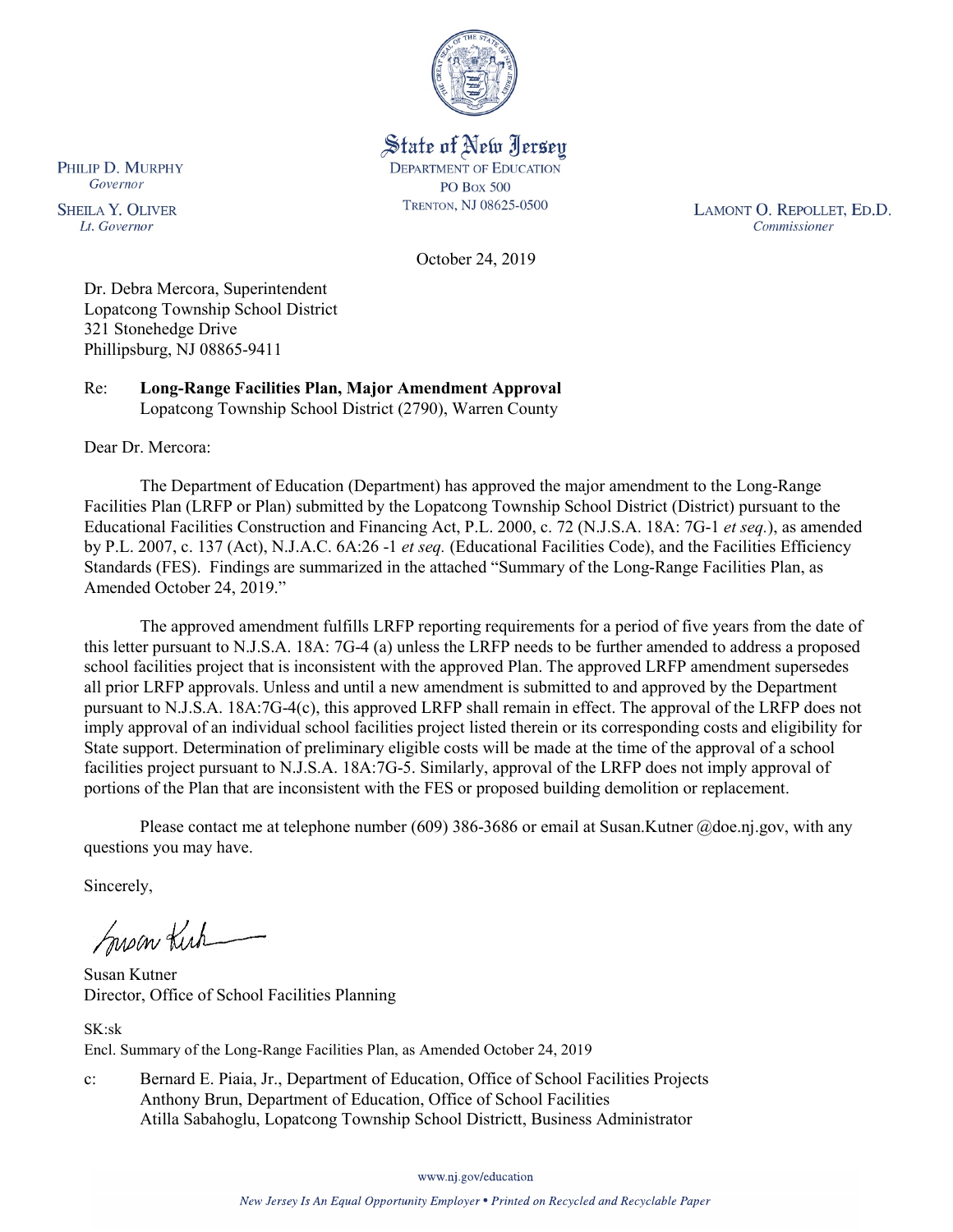State of New Jersey
DEPARTMENT OF EDUCATION
PO Box 500
TRENTON, NJ 08625-0500

PHILIP D. MURPHY
*Governor*

SHEILA Y. OLIVER
*Lt. Governor*

LAMONT O. REPOLLET, ED.D.
*Commissioner*

October 24, 2019

Dr. Debra Mercora, Superintendent
Lopatcong Township School District
321 Stonehedge Drive
Phillipsburg, NJ 08865-9411

Re: **Long-Range Facilities Plan, Major Amendment Approval**
Lopatcong Township School District (2790), Warren County

Dear Dr. Mercora:

The Department of Education (Department) has approved the major amendment to the Long-Range Facilities Plan (LRFP or Plan) submitted by the Lopatcong Township School District (District) pursuant to the Educational Facilities Construction and Financing Act, P.L. 2000, c. 72 (N.J.S.A. 18A: 7G-1 *et seq.*), as amended by P.L. 2007, c. 137 (Act), N.J.A.C. 6A:26 -1 *et seq.* (Educational Facilities Code), and the Facilities Efficiency Standards (FES). Findings are summarized in the attached "Summary of the Long-Range Facilities Plan, as Amended October 24, 2019."

The approved amendment fulfills LRFP reporting requirements for a period of five years from the date of this letter pursuant to N.J.S.A. 18A: 7G-4 (a) unless the LRFP needs to be further amended to address a proposed school facilities project that is inconsistent with the approved Plan. The approved LRFP amendment supersedes all prior LRFP approvals. Unless and until a new amendment is submitted to and approved by the Department pursuant to N.J.S.A. 18A:7G-4(c), this approved LRFP shall remain in effect. The approval of the LRFP does not imply approval of an individual school facilities project listed therein or its corresponding costs and eligibility for State support. Determination of preliminary eligible costs will be made at the time of the approval of a school facilities project pursuant to N.J.S.A. 18A:7G-5. Similarly, approval of the LRFP does not imply approval of portions of the Plan that are inconsistent with the FES or proposed building demolition or replacement.

Please contact me at telephone number (609) 386-3686 or email at Susan.Kutner @doe.nj.gov, with any questions you may have.

Sincerely,

Susan Kutner
Director, Office of School Facilities Planning

SK:sk
Encl. Summary of the Long-Range Facilities Plan, as Amended October 24, 2019

c: Bernard E. Piaia, Jr., Department of Education, Office of School Facilities Projects
Anthony Brun, Department of Education, Office of School Facilities
Atilla Sabahoglu, Lopatcong Township School Districtt, Business Administrator

www.nj.gov/education

*New Jersey Is An Equal Opportunity Employer • Printed on Recycled and Recyclable Paper*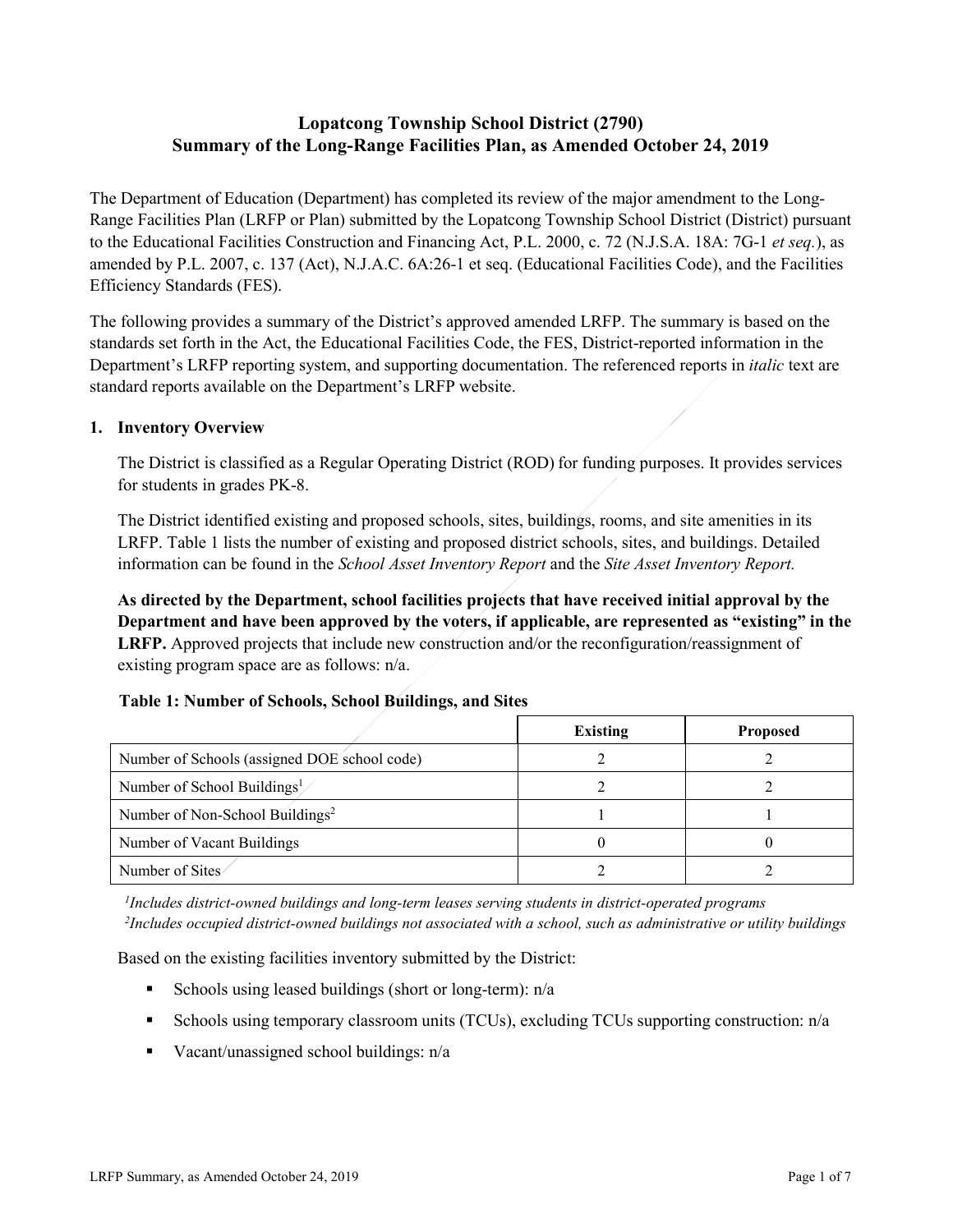# Lopatcong Township School District (2790)
# Summary of the Long-Range Facilities Plan, as Amended October 24, 2019

The Department of Education (Department) has completed its review of the major amendment to the Long-Range Facilities Plan (LRFP or Plan) submitted by the Lopatcong Township School District (District) pursuant to the Educational Facilities Construction and Financing Act, P.L. 2000, c. 72 (N.J.S.A. 18A: 7G-1 *et seq.*), as amended by P.L. 2007, c. 137 (Act), N.J.A.C. 6A:26-1 et seq. (Educational Facilities Code), and the Facilities Efficiency Standards (FES).

The following provides a summary of the District's approved amended LRFP. The summary is based on the standards set forth in the Act, the Educational Facilities Code, the FES, District-reported information in the Department's LRFP reporting system, and supporting documentation. The referenced reports in *italic* text are standard reports available on the Department's LRFP website.

## 1. Inventory Overview

The District is classified as a Regular Operating District (ROD) for funding purposes. It provides services for students in grades PK-8.

The District identified existing and proposed schools, sites, buildings, rooms, and site amenities in its LRFP. Table 1 lists the number of existing and proposed district schools, sites, and buildings. Detailed information can be found in the *School Asset Inventory Report* and the *Site Asset Inventory Report.*

**As directed by the Department, school facilities projects that have received initial approval by the Department and have been approved by the voters, if applicable, are represented as "existing" in the LRFP.** Approved projects that include new construction and/or the reconfiguration/reassignment of existing program space are as follows: n/a.

**Table 1: Number of Schools, School Buildings, and Sites**

| | Existing | Proposed |
|---|---|---|
| Number of Schools (assigned DOE school code) | 2 | 2 |
| Number of School Buildings[1] | 2 | 2 |
| Number of Non-School Buildings[2] | 1 | 1 |
| Number of Vacant Buildings | 0 | 0 |
| Number of Sites | 2 | 2 |

*[1]Includes district-owned buildings and long-term leases serving students in district-operated programs*
*[2]Includes occupied district-owned buildings not associated with a school, such as administrative or utility buildings*

Based on the existing facilities inventory submitted by the District:

- Schools using leased buildings (short or long-term): n/a
- Schools using temporary classroom units (TCUs), excluding TCUs supporting construction: n/a
- Vacant/unassigned school buildings: n/a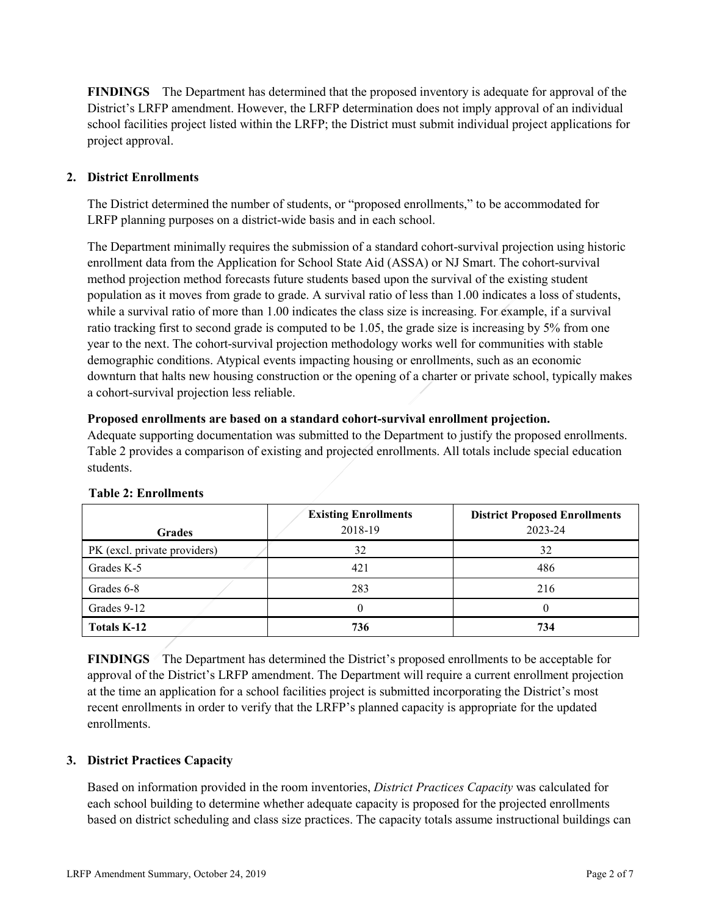**FINDINGS** The Department has determined that the proposed inventory is adequate for approval of the District's LRFP amendment. However, the LRFP determination does not imply approval of an individual school facilities project listed within the LRFP; the District must submit individual project applications for project approval.

## 2. District Enrollments

The District determined the number of students, or "proposed enrollments," to be accommodated for LRFP planning purposes on a district-wide basis and in each school.

The Department minimally requires the submission of a standard cohort-survival projection using historic enrollment data from the Application for School State Aid (ASSA) or NJ Smart. The cohort-survival method projection method forecasts future students based upon the survival of the existing student population as it moves from grade to grade. A survival ratio of less than 1.00 indicates a loss of students, while a survival ratio of more than 1.00 indicates the class size is increasing. For example, if a survival ratio tracking first to second grade is computed to be 1.05, the grade size is increasing by 5% from one year to the next. The cohort-survival projection methodology works well for communities with stable demographic conditions. Atypical events impacting housing or enrollments, such as an economic downturn that halts new housing construction or the opening of a charter or private school, typically makes a cohort-survival projection less reliable.

**Proposed enrollments are based on a standard cohort-survival enrollment projection.**
Adequate supporting documentation was submitted to the Department to justify the proposed enrollments. Table 2 provides a comparison of existing and projected enrollments. All totals include special education students.

**Table 2: Enrollments**

| Grades | Existing Enrollments 2018-19 | District Proposed Enrollments 2023-24 |
|---|---|---|
| PK (excl. private providers) | 32 | 32 |
| Grades K-5 | 421 | 486 |
| Grades 6-8 | 283 | 216 |
| Grades 9-12 | 0 | 0 |
| **Totals K-12** | **736** | **734** |

**FINDINGS** The Department has determined the District's proposed enrollments to be acceptable for approval of the District's LRFP amendment. The Department will require a current enrollment projection at the time an application for a school facilities project is submitted incorporating the District's most recent enrollments in order to verify that the LRFP's planned capacity is appropriate for the updated enrollments.

## 3. District Practices Capacity

Based on information provided in the room inventories, *District Practices Capacity* was calculated for each school building to determine whether adequate capacity is proposed for the projected enrollments based on district scheduling and class size practices. The capacity totals assume instructional buildings can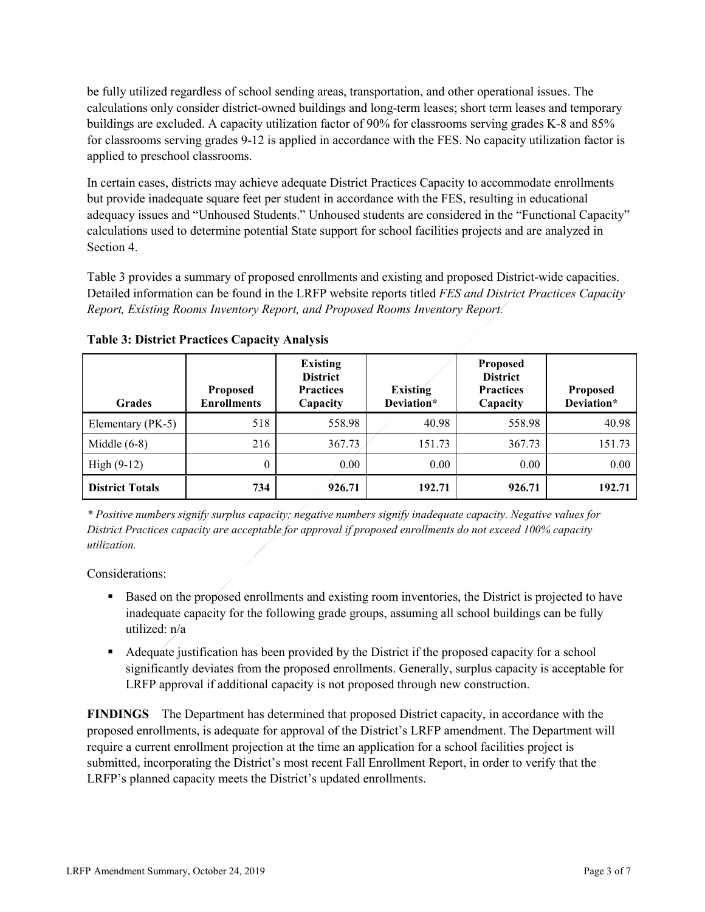be fully utilized regardless of school sending areas, transportation, and other operational issues. The calculations only consider district-owned buildings and long-term leases; short term leases and temporary buildings are excluded. A capacity utilization factor of 90% for classrooms serving grades K-8 and 85% for classrooms serving grades 9-12 is applied in accordance with the FES. No capacity utilization factor is applied to preschool classrooms.

In certain cases, districts may achieve adequate District Practices Capacity to accommodate enrollments but provide inadequate square feet per student in accordance with the FES, resulting in educational adequacy issues and "Unhoused Students." Unhoused students are considered in the "Functional Capacity" calculations used to determine potential State support for school facilities projects and are analyzed in Section 4.

Table 3 provides a summary of proposed enrollments and existing and proposed District-wide capacities. Detailed information can be found in the LRFP website reports titled *FES and District Practices Capacity Report, Existing Rooms Inventory Report, and Proposed Rooms Inventory Report.*

**Table 3: District Practices Capacity Analysis**

| Grades | Proposed Enrollments | Existing District Practices Capacity | Existing Deviation* | Proposed District Practices Capacity | Proposed Deviation* |
|---|---|---|---|---|---|
| Elementary (PK-5) | 518 | 558.98 | 40.98 | 558.98 | 40.98 |
| Middle (6-8) | 216 | 367.73 | 151.73 | 367.73 | 151.73 |
| High (9-12) | 0 | 0.00 | 0.00 | 0.00 | 0.00 |
| **District Totals** | **734** | **926.71** | **192.71** | **926.71** | **192.71** |

*\* Positive numbers signify surplus capacity; negative numbers signify inadequate capacity. Negative values for District Practices capacity are acceptable for approval if proposed enrollments do not exceed 100% capacity utilization.*

Considerations:

- Based on the proposed enrollments and existing room inventories, the District is projected to have inadequate capacity for the following grade groups, assuming all school buildings can be fully utilized: n/a
- Adequate justification has been provided by the District if the proposed capacity for a school significantly deviates from the proposed enrollments. Generally, surplus capacity is acceptable for LRFP approval if additional capacity is not proposed through new construction.

**FINDINGS** The Department has determined that proposed District capacity, in accordance with the proposed enrollments, is adequate for approval of the District's LRFP amendment. The Department will require a current enrollment projection at the time an application for a school facilities project is submitted, incorporating the District's most recent Fall Enrollment Report, in order to verify that the LRFP's planned capacity meets the District's updated enrollments.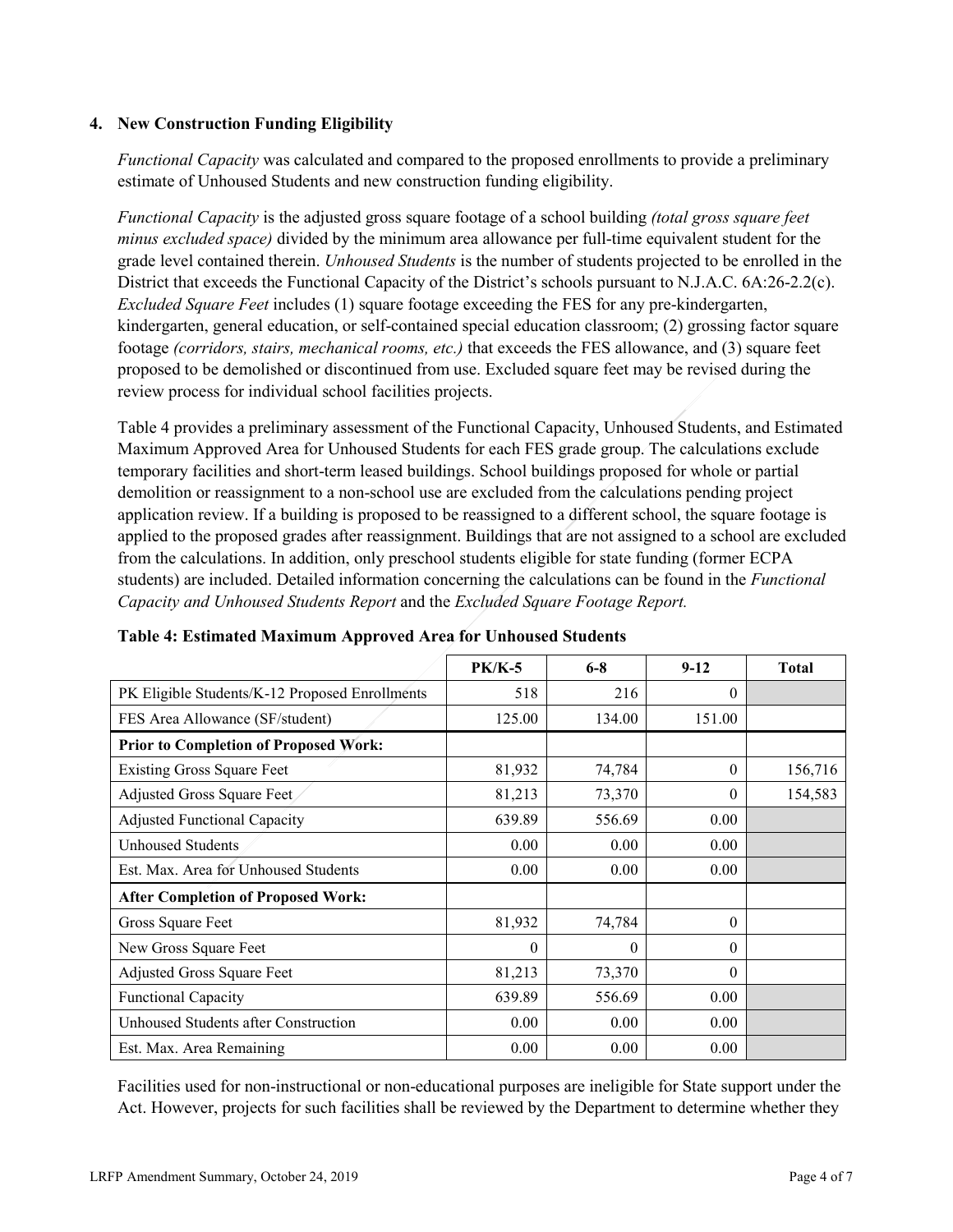## 4. New Construction Funding Eligibility

*Functional Capacity* was calculated and compared to the proposed enrollments to provide a preliminary estimate of Unhoused Students and new construction funding eligibility.

*Functional Capacity* is the adjusted gross square footage of a school building *(total gross square feet minus excluded space)* divided by the minimum area allowance per full-time equivalent student for the grade level contained therein. *Unhoused Students* is the number of students projected to be enrolled in the District that exceeds the Functional Capacity of the District's schools pursuant to N.J.A.C. 6A:26-2.2(c). *Excluded Square Feet* includes (1) square footage exceeding the FES for any pre-kindergarten, kindergarten, general education, or self-contained special education classroom; (2) grossing factor square footage *(corridors, stairs, mechanical rooms, etc.)* that exceeds the FES allowance, and (3) square feet proposed to be demolished or discontinued from use. Excluded square feet may be revised during the review process for individual school facilities projects.

Table 4 provides a preliminary assessment of the Functional Capacity, Unhoused Students, and Estimated Maximum Approved Area for Unhoused Students for each FES grade group. The calculations exclude temporary facilities and short-term leased buildings. School buildings proposed for whole or partial demolition or reassignment to a non-school use are excluded from the calculations pending project application review. If a building is proposed to be reassigned to a different school, the square footage is applied to the proposed grades after reassignment. Buildings that are not assigned to a school are excluded from the calculations. In addition, only preschool students eligible for state funding (former ECPA students) are included. Detailed information concerning the calculations can be found in the *Functional Capacity and Unhoused Students Report* and the *Excluded Square Footage Report.*

**Table 4: Estimated Maximum Approved Area for Unhoused Students**

| | PK/K-5 | 6-8 | 9-12 | Total |
|---|---|---|---|---|
| PK Eligible Students/K-12 Proposed Enrollments | 518 | 216 | 0 | |
| FES Area Allowance (SF/student) | 125.00 | 134.00 | 151.00 | |
| **Prior to Completion of Proposed Work:** | | | | |
| Existing Gross Square Feet | 81,932 | 74,784 | 0 | 156,716 |
| Adjusted Gross Square Feet | 81,213 | 73,370 | 0 | 154,583 |
| Adjusted Functional Capacity | 639.89 | 556.69 | 0.00 | |
| Unhoused Students | 0.00 | 0.00 | 0.00 | |
| Est. Max. Area for Unhoused Students | 0.00 | 0.00 | 0.00 | |
| **After Completion of Proposed Work:** | | | | |
| Gross Square Feet | 81,932 | 74,784 | 0 | |
| New Gross Square Feet | 0 | 0 | 0 | |
| Adjusted Gross Square Feet | 81,213 | 73,370 | 0 | |
| Functional Capacity | 639.89 | 556.69 | 0.00 | |
| Unhoused Students after Construction | 0.00 | 0.00 | 0.00 | |
| Est. Max. Area Remaining | 0.00 | 0.00 | 0.00 | |

Facilities used for non-instructional or non-educational purposes are ineligible for State support under the Act. However, projects for such facilities shall be reviewed by the Department to determine whether they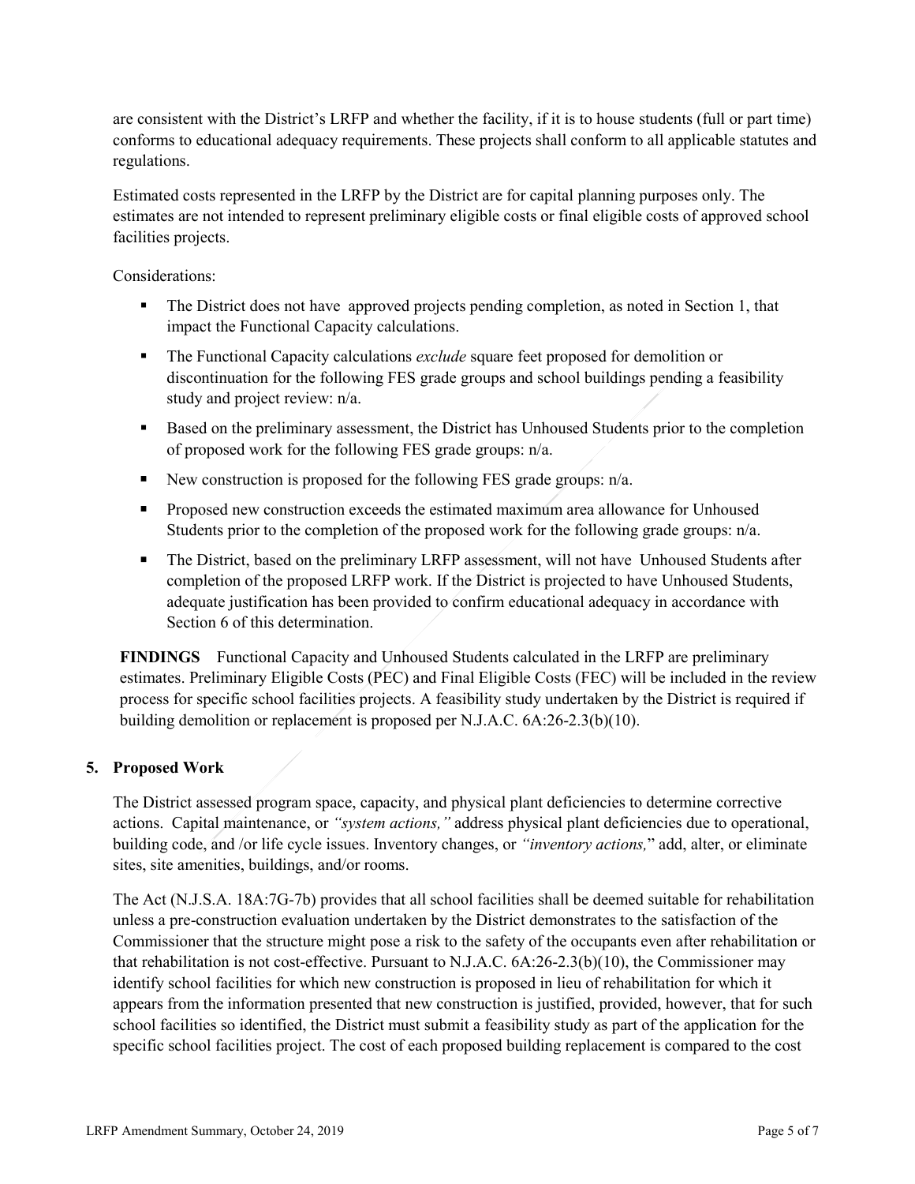are consistent with the District's LRFP and whether the facility, if it is to house students (full or part time) conforms to educational adequacy requirements. These projects shall conform to all applicable statutes and regulations.

Estimated costs represented in the LRFP by the District are for capital planning purposes only. The estimates are not intended to represent preliminary eligible costs or final eligible costs of approved school facilities projects.

Considerations:

- The District does not have approved projects pending completion, as noted in Section 1, that impact the Functional Capacity calculations.
- The Functional Capacity calculations *exclude* square feet proposed for demolition or discontinuation for the following FES grade groups and school buildings pending a feasibility study and project review: n/a.
- Based on the preliminary assessment, the District has Unhoused Students prior to the completion of proposed work for the following FES grade groups: n/a.
- New construction is proposed for the following FES grade groups: n/a.
- Proposed new construction exceeds the estimated maximum area allowance for Unhoused Students prior to the completion of the proposed work for the following grade groups: n/a.
- The District, based on the preliminary LRFP assessment, will not have Unhoused Students after completion of the proposed LRFP work. If the District is projected to have Unhoused Students, adequate justification has been provided to confirm educational adequacy in accordance with Section 6 of this determination.

**FINDINGS** Functional Capacity and Unhoused Students calculated in the LRFP are preliminary estimates. Preliminary Eligible Costs (PEC) and Final Eligible Costs (FEC) will be included in the review process for specific school facilities projects. A feasibility study undertaken by the District is required if building demolition or replacement is proposed per N.J.A.C. 6A:26-2.3(b)(10).

## 5. Proposed Work

The District assessed program space, capacity, and physical plant deficiencies to determine corrective actions. Capital maintenance, or *"system actions,"* address physical plant deficiencies due to operational, building code, and /or life cycle issues. Inventory changes, or *"inventory actions,"* add, alter, or eliminate sites, site amenities, buildings, and/or rooms.

The Act (N.J.S.A. 18A:7G-7b) provides that all school facilities shall be deemed suitable for rehabilitation unless a pre-construction evaluation undertaken by the District demonstrates to the satisfaction of the Commissioner that the structure might pose a risk to the safety of the occupants even after rehabilitation or that rehabilitation is not cost-effective. Pursuant to N.J.A.C. 6A:26-2.3(b)(10), the Commissioner may identify school facilities for which new construction is proposed in lieu of rehabilitation for which it appears from the information presented that new construction is justified, provided, however, that for such school facilities so identified, the District must submit a feasibility study as part of the application for the specific school facilities project. The cost of each proposed building replacement is compared to the cost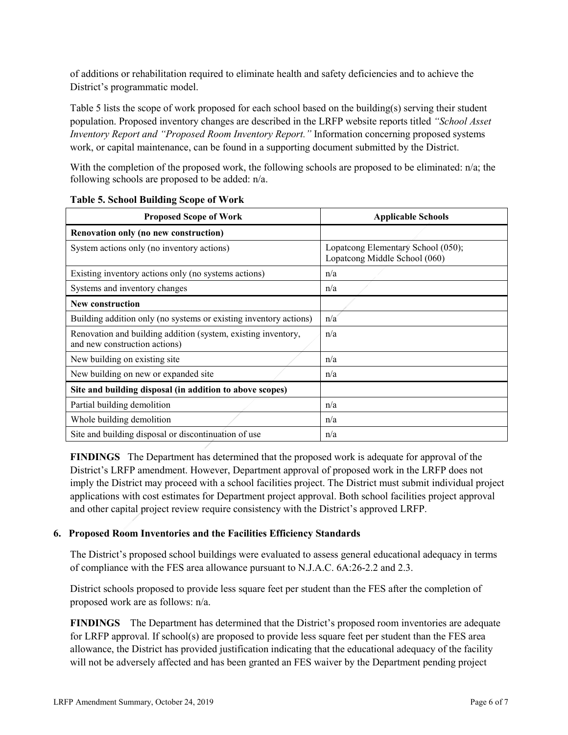of additions or rehabilitation required to eliminate health and safety deficiencies and to achieve the District's programmatic model.

Table 5 lists the scope of work proposed for each school based on the building(s) serving their student population. Proposed inventory changes are described in the LRFP website reports titled *"School Asset Inventory Report and "Proposed Room Inventory Report."* Information concerning proposed systems work, or capital maintenance, can be found in a supporting document submitted by the District.

With the completion of the proposed work, the following schools are proposed to be eliminated: n/a; the following schools are proposed to be added: n/a.

**Table 5. School Building Scope of Work**

| Proposed Scope of Work | Applicable Schools |
|---|---|
| **Renovation only (no new construction)** | |
| System actions only (no inventory actions) | Lopatcong Elementary School (050); Lopatcong Middle School (060) |
| Existing inventory actions only (no systems actions) | n/a |
| Systems and inventory changes | n/a |
| **New construction** | |
| Building addition only (no systems or existing inventory actions) | n/a |
| Renovation and building addition (system, existing inventory, and new construction actions) | n/a |
| New building on existing site | n/a |
| New building on new or expanded site | n/a |
| **Site and building disposal (in addition to above scopes)** | |
| Partial building demolition | n/a |
| Whole building demolition | n/a |
| Site and building disposal or discontinuation of use | n/a |

**FINDINGS** The Department has determined that the proposed work is adequate for approval of the District's LRFP amendment. However, Department approval of proposed work in the LRFP does not imply the District may proceed with a school facilities project. The District must submit individual project applications with cost estimates for Department project approval. Both school facilities project approval and other capital project review require consistency with the District's approved LRFP.

## 6. Proposed Room Inventories and the Facilities Efficiency Standards

The District's proposed school buildings were evaluated to assess general educational adequacy in terms of compliance with the FES area allowance pursuant to N.J.A.C. 6A:26-2.2 and 2.3.

District schools proposed to provide less square feet per student than the FES after the completion of proposed work are as follows: n/a.

**FINDINGS** The Department has determined that the District's proposed room inventories are adequate for LRFP approval. If school(s) are proposed to provide less square feet per student than the FES area allowance, the District has provided justification indicating that the educational adequacy of the facility will not be adversely affected and has been granted an FES waiver by the Department pending project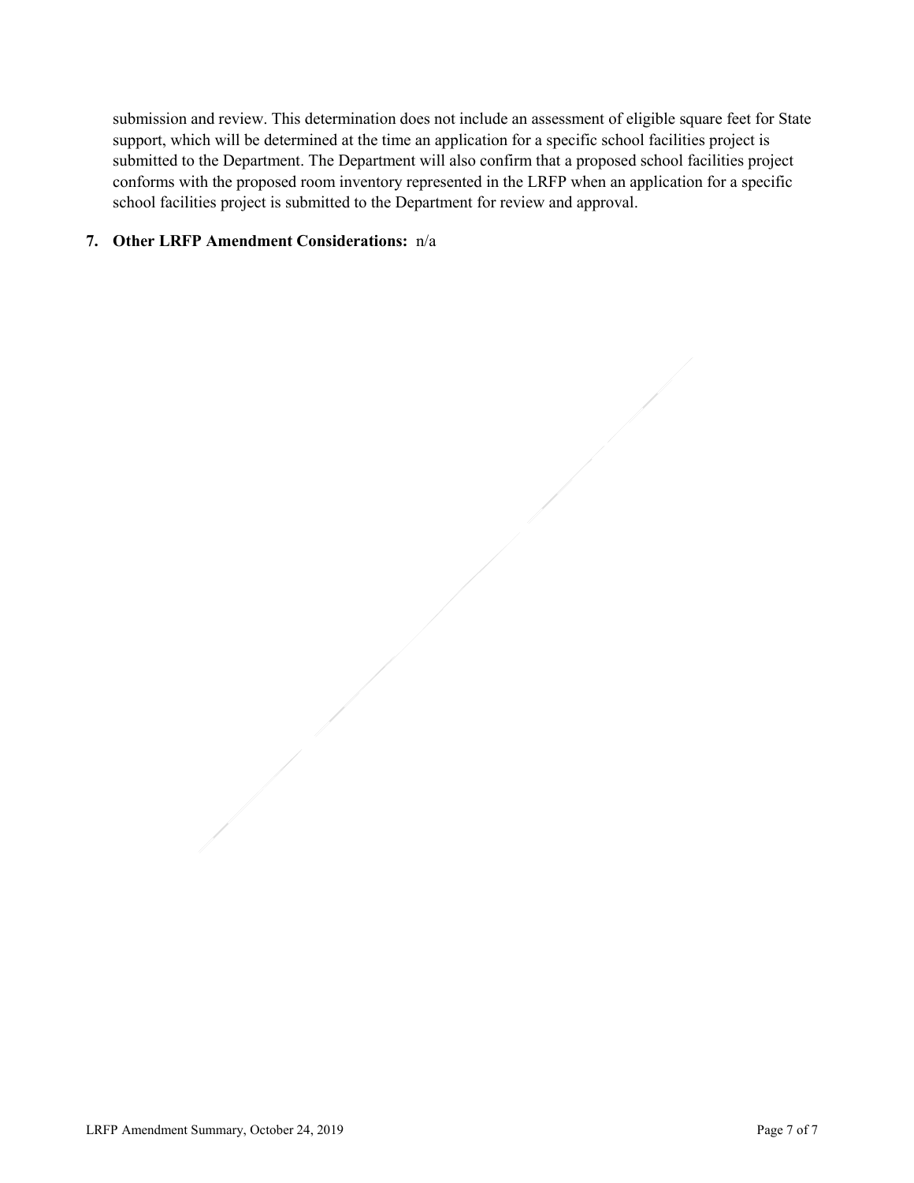submission and review. This determination does not include an assessment of eligible square feet for State support, which will be determined at the time an application for a specific school facilities project is submitted to the Department. The Department will also confirm that a proposed school facilities project conforms with the proposed room inventory represented in the LRFP when an application for a specific school facilities project is submitted to the Department for review and approval.

7. **Other LRFP Amendment Considerations:** n/a